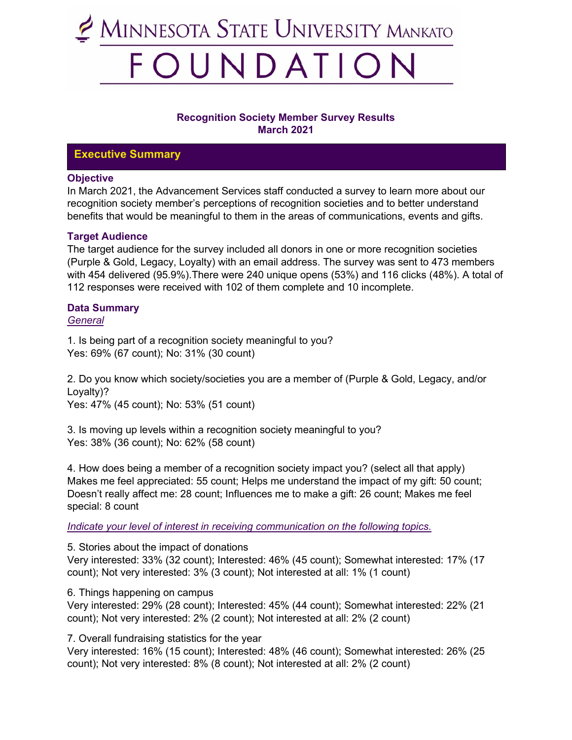# MINNESOTA STATE UNIVERSITY MANKATO FOUNDATION

**Recognition Society Member Survey Results**
**March 2021**

## Executive Summary

### Objective

In March 2021, the Advancement Services staff conducted a survey to learn more about our recognition society member's perceptions of recognition societies and to better understand benefits that would be meaningful to them in the areas of communications, events and gifts.

### Target Audience

The target audience for the survey included all donors in one or more recognition societies (Purple & Gold, Legacy, Loyalty) with an email address. The survey was sent to 473 members with 454 delivered (95.9%).There were 240 unique opens (53%) and 116 clicks (48%). A total of 112 responses were received with 102 of them complete and 10 incomplete.

### Data Summary

*General*

1. Is being part of a recognition society meaningful to you?
Yes: 69% (67 count); No: 31% (30 count)

2. Do you know which society/societies you are a member of (Purple & Gold, Legacy, and/or Loyalty)?
Yes: 47% (45 count); No: 53% (51 count)

3. Is moving up levels within a recognition society meaningful to you?
Yes: 38% (36 count); No: 62% (58 count)

4. How does being a member of a recognition society impact you? (select all that apply)
Makes me feel appreciated: 55 count; Helps me understand the impact of my gift: 50 count; Doesn't really affect me: 28 count; Influences me to make a gift: 26 count; Makes me feel special: 8 count

*Indicate your level of interest in receiving communication on the following topics.*

5. Stories about the impact of donations
Very interested: 33% (32 count); Interested: 46% (45 count); Somewhat interested: 17% (17 count); Not very interested: 3% (3 count); Not interested at all: 1% (1 count)

6. Things happening on campus
Very interested: 29% (28 count); Interested: 45% (44 count); Somewhat interested: 22% (21 count); Not very interested: 2% (2 count); Not interested at all: 2% (2 count)

7. Overall fundraising statistics for the year
Very interested: 16% (15 count); Interested: 48% (46 count); Somewhat interested: 26% (25 count); Not very interested: 8% (8 count); Not interested at all: 2% (2 count)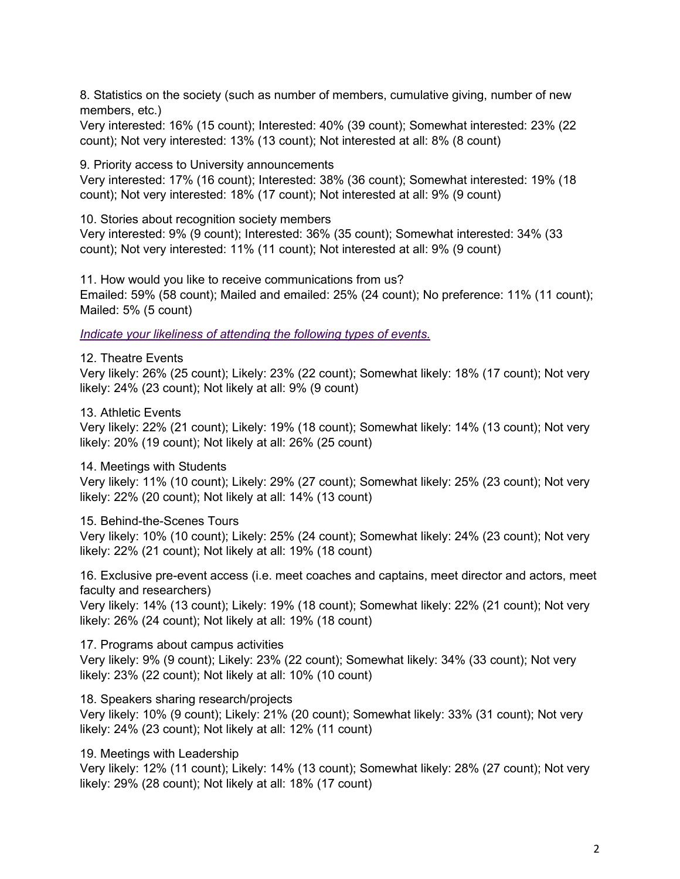8. Statistics on the society (such as number of members, cumulative giving, number of new members, etc.)
Very interested: 16% (15 count); Interested: 40% (39 count); Somewhat interested: 23% (22 count); Not very interested: 13% (13 count); Not interested at all: 8% (8 count)

9. Priority access to University announcements
Very interested: 17% (16 count); Interested: 38% (36 count); Somewhat interested: 19% (18 count); Not very interested: 18% (17 count); Not interested at all: 9% (9 count)

10. Stories about recognition society members
Very interested: 9% (9 count); Interested: 36% (35 count); Somewhat interested: 34% (33 count); Not very interested: 11% (11 count); Not interested at all: 9% (9 count)

11. How would you like to receive communications from us?
Emailed: 59% (58 count); Mailed and emailed: 25% (24 count); No preference: 11% (11 count); Mailed: 5% (5 count)

*Indicate your likeliness of attending the following types of events.*

12. Theatre Events
Very likely: 26% (25 count); Likely: 23% (22 count); Somewhat likely: 18% (17 count); Not very likely: 24% (23 count); Not likely at all: 9% (9 count)

13. Athletic Events
Very likely: 22% (21 count); Likely: 19% (18 count); Somewhat likely: 14% (13 count); Not very likely: 20% (19 count); Not likely at all: 26% (25 count)

14. Meetings with Students
Very likely: 11% (10 count); Likely: 29% (27 count); Somewhat likely: 25% (23 count); Not very likely: 22% (20 count); Not likely at all: 14% (13 count)

15. Behind-the-Scenes Tours
Very likely: 10% (10 count); Likely: 25% (24 count); Somewhat likely: 24% (23 count); Not very likely: 22% (21 count); Not likely at all: 19% (18 count)

16. Exclusive pre-event access (i.e. meet coaches and captains, meet director and actors, meet faculty and researchers)
Very likely: 14% (13 count); Likely: 19% (18 count); Somewhat likely: 22% (21 count); Not very likely: 26% (24 count); Not likely at all: 19% (18 count)

17. Programs about campus activities
Very likely: 9% (9 count); Likely: 23% (22 count); Somewhat likely: 34% (33 count); Not very likely: 23% (22 count); Not likely at all: 10% (10 count)

18. Speakers sharing research/projects
Very likely: 10% (9 count); Likely: 21% (20 count); Somewhat likely: 33% (31 count); Not very likely: 24% (23 count); Not likely at all: 12% (11 count)

19. Meetings with Leadership
Very likely: 12% (11 count); Likely: 14% (13 count); Somewhat likely: 28% (27 count); Not very likely: 29% (28 count); Not likely at all: 18% (17 count)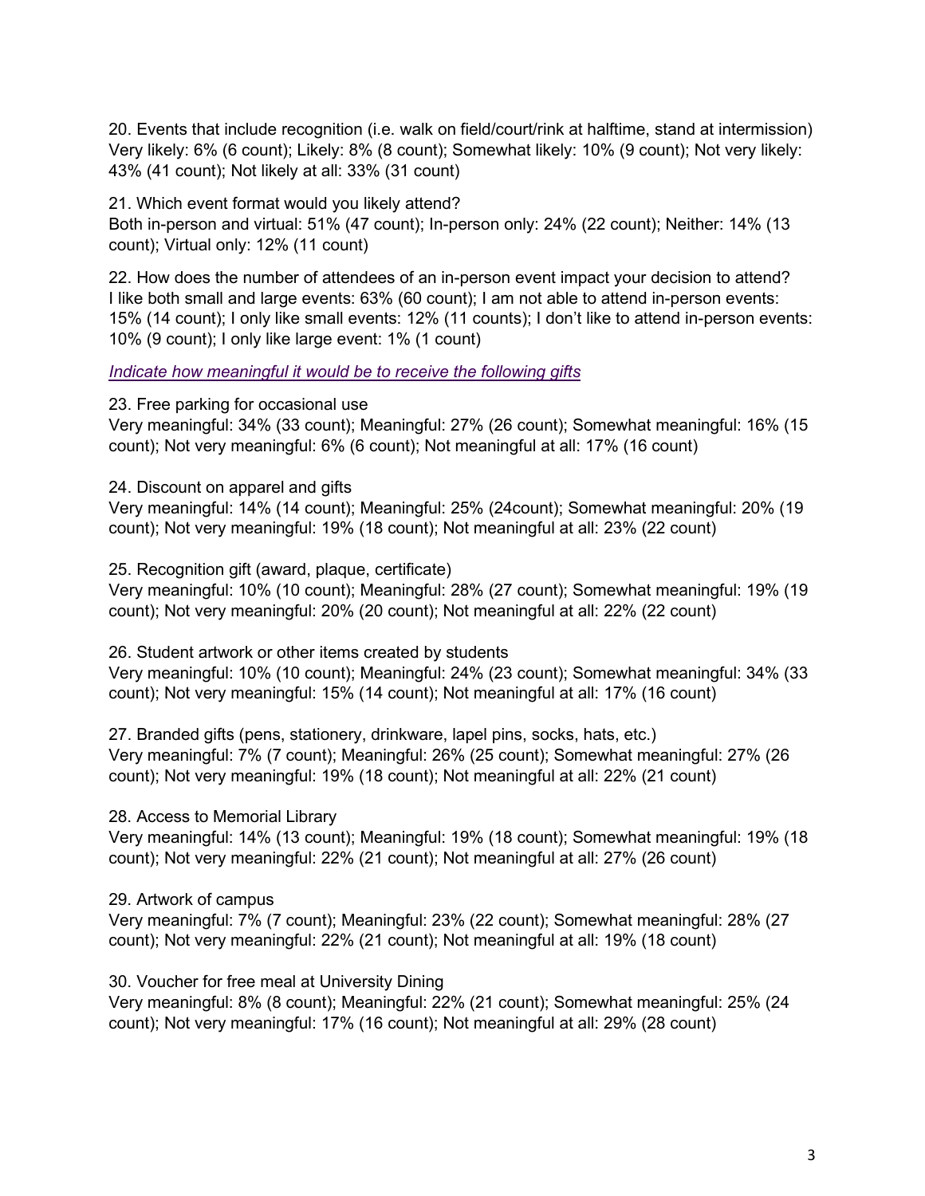20. Events that include recognition (i.e. walk on field/court/rink at halftime, stand at intermission)
Very likely: 6% (6 count); Likely: 8% (8 count); Somewhat likely: 10% (9 count); Not very likely: 43% (41 count); Not likely at all: 33% (31 count)

21. Which event format would you likely attend?
Both in-person and virtual: 51% (47 count); In-person only: 24% (22 count); Neither: 14% (13 count); Virtual only: 12% (11 count)

22. How does the number of attendees of an in-person event impact your decision to attend?
I like both small and large events: 63% (60 count); I am not able to attend in-person events: 15% (14 count); I only like small events: 12% (11 counts); I don't like to attend in-person events: 10% (9 count); I only like large event: 1% (1 count)

*Indicate how meaningful it would be to receive the following gifts*

23. Free parking for occasional use
Very meaningful: 34% (33 count); Meaningful: 27% (26 count); Somewhat meaningful: 16% (15 count); Not very meaningful: 6% (6 count); Not meaningful at all: 17% (16 count)

24. Discount on apparel and gifts
Very meaningful: 14% (14 count); Meaningful: 25% (24count); Somewhat meaningful: 20% (19 count); Not very meaningful: 19% (18 count); Not meaningful at all: 23% (22 count)

25. Recognition gift (award, plaque, certificate)
Very meaningful: 10% (10 count); Meaningful: 28% (27 count); Somewhat meaningful: 19% (19 count); Not very meaningful: 20% (20 count); Not meaningful at all: 22% (22 count)

26. Student artwork or other items created by students
Very meaningful: 10% (10 count); Meaningful: 24% (23 count); Somewhat meaningful: 34% (33 count); Not very meaningful: 15% (14 count); Not meaningful at all: 17% (16 count)

27. Branded gifts (pens, stationery, drinkware, lapel pins, socks, hats, etc.)
Very meaningful: 7% (7 count); Meaningful: 26% (25 count); Somewhat meaningful: 27% (26 count); Not very meaningful: 19% (18 count); Not meaningful at all: 22% (21 count)

28. Access to Memorial Library
Very meaningful: 14% (13 count); Meaningful: 19% (18 count); Somewhat meaningful: 19% (18 count); Not very meaningful: 22% (21 count); Not meaningful at all: 27% (26 count)

29. Artwork of campus
Very meaningful: 7% (7 count); Meaningful: 23% (22 count); Somewhat meaningful: 28% (27 count); Not very meaningful: 22% (21 count); Not meaningful at all: 19% (18 count)

30. Voucher for free meal at University Dining
Very meaningful: 8% (8 count); Meaningful: 22% (21 count); Somewhat meaningful: 25% (24 count); Not very meaningful: 17% (16 count); Not meaningful at all: 29% (28 count)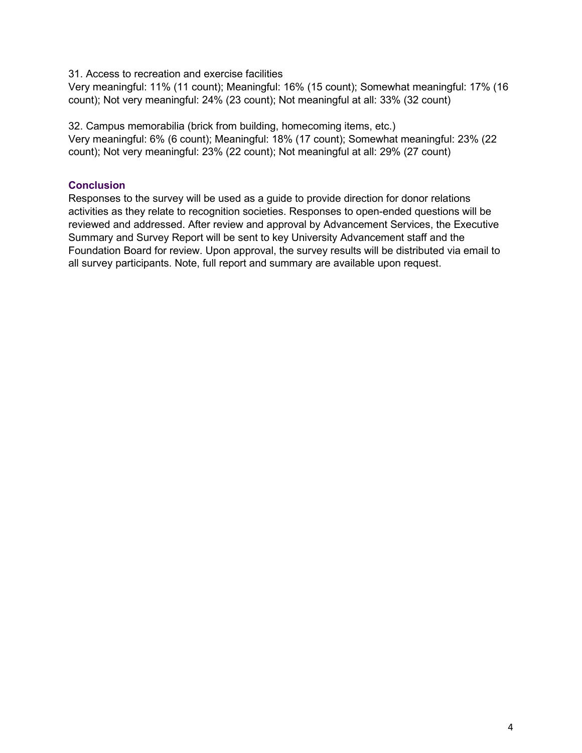31. Access to recreation and exercise facilities
Very meaningful: 11% (11 count); Meaningful: 16% (15 count); Somewhat meaningful: 17% (16 count); Not very meaningful: 24% (23 count); Not meaningful at all: 33% (32 count)

32. Campus memorabilia (brick from building, homecoming items, etc.)
Very meaningful: 6% (6 count); Meaningful: 18% (17 count); Somewhat meaningful: 23% (22 count); Not very meaningful: 23% (22 count); Not meaningful at all: 29% (27 count)

## Conclusion

Responses to the survey will be used as a guide to provide direction for donor relations activities as they relate to recognition societies. Responses to open-ended questions will be reviewed and addressed. After review and approval by Advancement Services, the Executive Summary and Survey Report will be sent to key University Advancement staff and the Foundation Board for review. Upon approval, the survey results will be distributed via email to all survey participants. Note, full report and summary are available upon request.